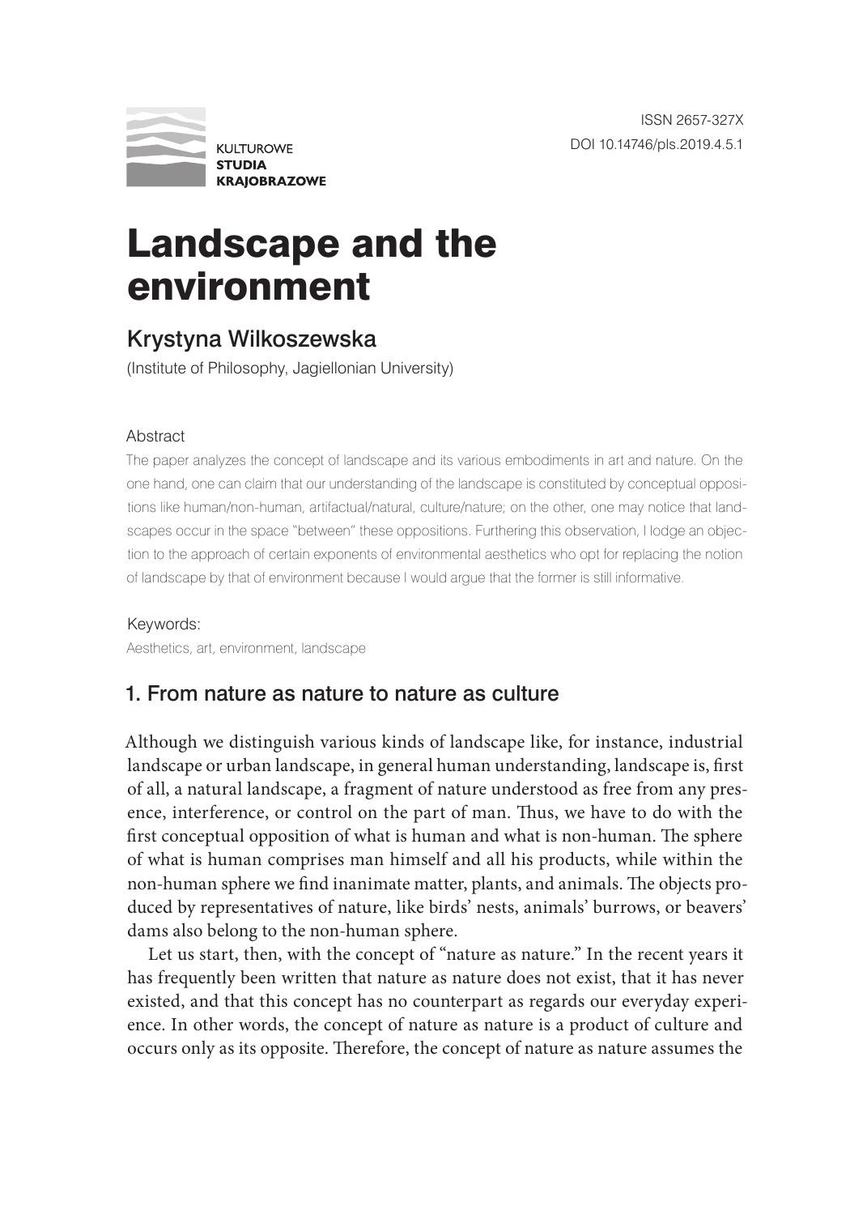KULTUROWE **STUDIA** **KRAJOBRAZOWE**

ISSN 2657-327X
DOI 10.14746/pls.2019.4.5.1

# Landscape and the environment

## Krystyna Wilkoszewska

(Institute of Philosophy, Jagiellonian University)

### Abstract

The paper analyzes the concept of landscape and its various embodiments in art and nature. On the one hand, one can claim that our understanding of the landscape is constituted by conceptual oppositions like human/non-human, artifactual/natural, culture/nature; on the other, one may notice that landscapes occur in the space "between" these oppositions. Furthering this observation, I lodge an objection to the approach of certain exponents of environmental aesthetics who opt for replacing the notion of landscape by that of environment because I would argue that the former is still informative.

### Keywords:

Aesthetics, art, environment, landscape

## 1. From nature as nature to nature as culture

Although we distinguish various kinds of landscape like, for instance, industrial landscape or urban landscape, in general human understanding, landscape is, first of all, a natural landscape, a fragment of nature understood as free from any presence, interference, or control on the part of man. Thus, we have to do with the first conceptual opposition of what is human and what is non-human. The sphere of what is human comprises man himself and all his products, while within the non-human sphere we find inanimate matter, plants, and animals. The objects produced by representatives of nature, like birds' nests, animals' burrows, or beavers' dams also belong to the non-human sphere.

Let us start, then, with the concept of "nature as nature." In the recent years it has frequently been written that nature as nature does not exist, that it has never existed, and that this concept has no counterpart as regards our everyday experience. In other words, the concept of nature as nature is a product of culture and occurs only as its opposite. Therefore, the concept of nature as nature assumes the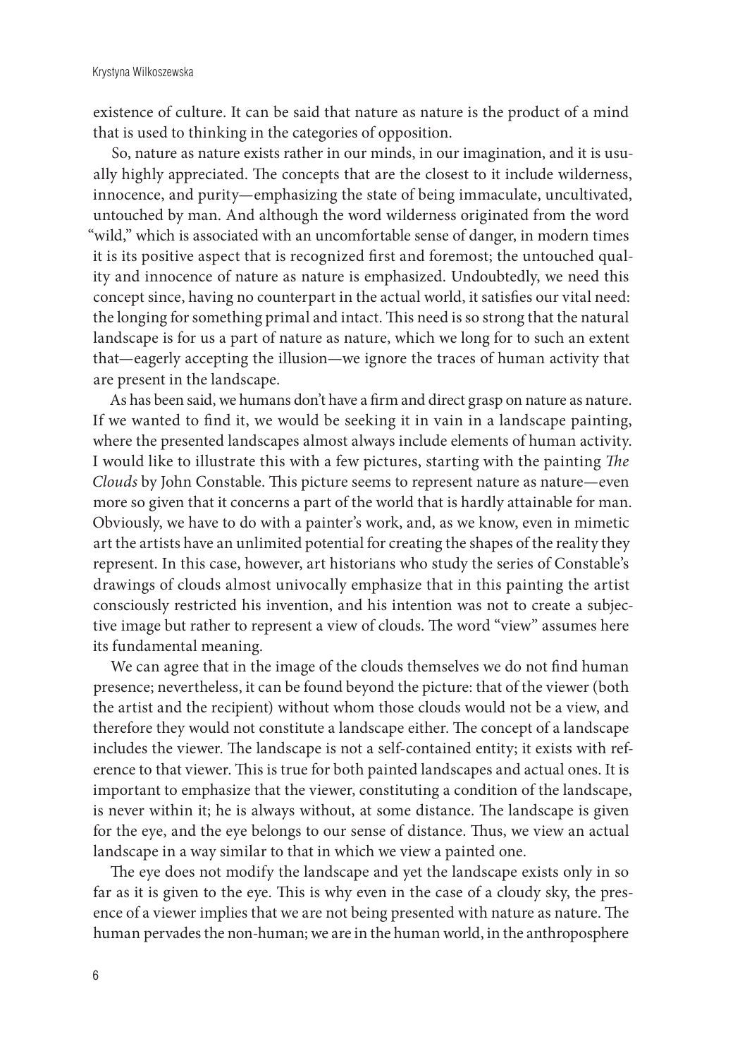existence of culture. It can be said that nature as nature is the product of a mind that is used to thinking in the categories of opposition.

So, nature as nature exists rather in our minds, in our imagination, and it is usually highly appreciated. The concepts that are the closest to it include wilderness, innocence, and purity—emphasizing the state of being immaculate, uncultivated, untouched by man. And although the word wilderness originated from the word "wild," which is associated with an uncomfortable sense of danger, in modern times it is its positive aspect that is recognized first and foremost; the untouched quality and innocence of nature as nature is emphasized. Undoubtedly, we need this concept since, having no counterpart in the actual world, it satisfies our vital need: the longing for something primal and intact. This need is so strong that the natural landscape is for us a part of nature as nature, which we long for to such an extent that—eagerly accepting the illusion—we ignore the traces of human activity that are present in the landscape.

As has been said, we humans don't have a firm and direct grasp on nature as nature. If we wanted to find it, we would be seeking it in vain in a landscape painting, where the presented landscapes almost always include elements of human activity. I would like to illustrate this with a few pictures, starting with the painting *The Clouds* by John Constable. This picture seems to represent nature as nature—even more so given that it concerns a part of the world that is hardly attainable for man. Obviously, we have to do with a painter's work, and, as we know, even in mimetic art the artists have an unlimited potential for creating the shapes of the reality they represent. In this case, however, art historians who study the series of Constable's drawings of clouds almost univocally emphasize that in this painting the artist consciously restricted his invention, and his intention was not to create a subjective image but rather to represent a view of clouds. The word "view" assumes here its fundamental meaning.

We can agree that in the image of the clouds themselves we do not find human presence; nevertheless, it can be found beyond the picture: that of the viewer (both the artist and the recipient) without whom those clouds would not be a view, and therefore they would not constitute a landscape either. The concept of a landscape includes the viewer. The landscape is not a self-contained entity; it exists with reference to that viewer. This is true for both painted landscapes and actual ones. It is important to emphasize that the viewer, constituting a condition of the landscape, is never within it; he is always without, at some distance. The landscape is given for the eye, and the eye belongs to our sense of distance. Thus, we view an actual landscape in a way similar to that in which we view a painted one.

The eye does not modify the landscape and yet the landscape exists only in so far as it is given to the eye. This is why even in the case of a cloudy sky, the presence of a viewer implies that we are not being presented with nature as nature. The human pervades the non-human; we are in the human world, in the anthroposphere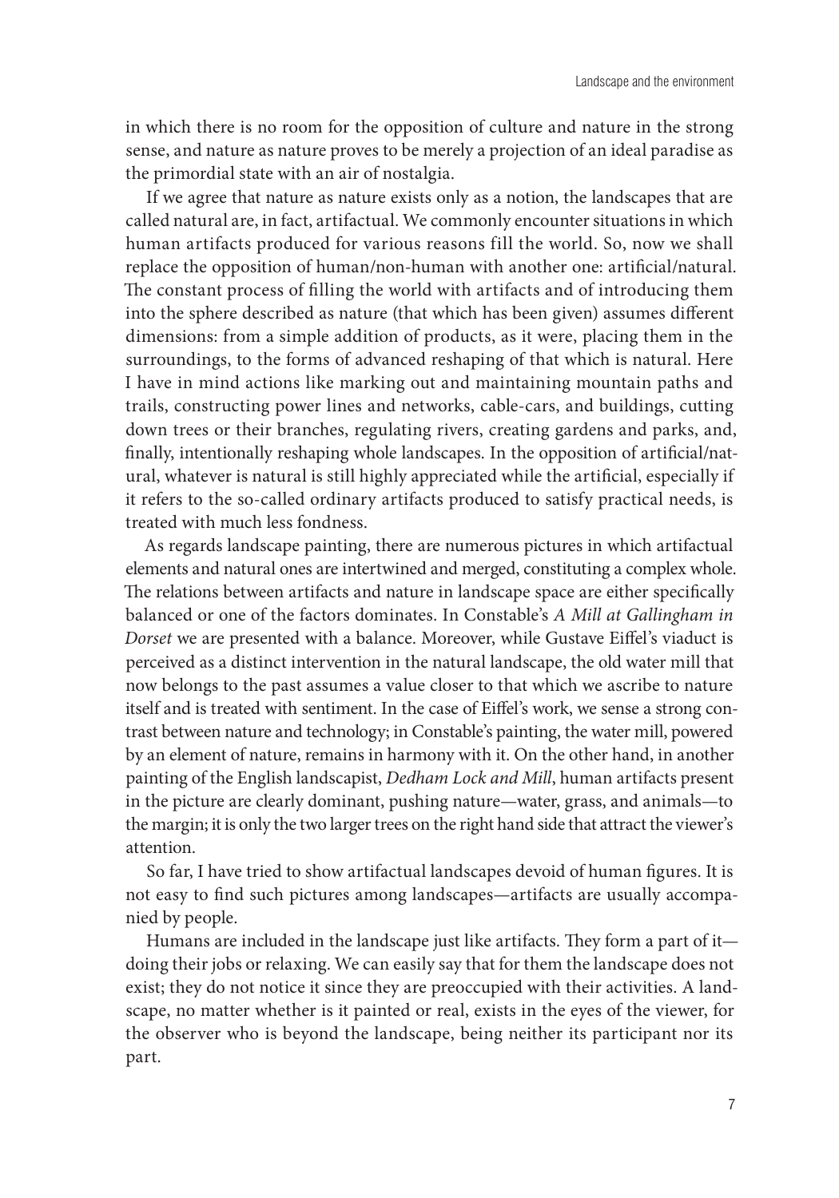in which there is no room for the opposition of culture and nature in the strong sense, and nature as nature proves to be merely a projection of an ideal paradise as the primordial state with an air of nostalgia.

If we agree that nature as nature exists only as a notion, the landscapes that are called natural are, in fact, artifactual. We commonly encounter situations in which human artifacts produced for various reasons fill the world. So, now we shall replace the opposition of human/non-human with another one: artificial/natural. The constant process of filling the world with artifacts and of introducing them into the sphere described as nature (that which has been given) assumes different dimensions: from a simple addition of products, as it were, placing them in the surroundings, to the forms of advanced reshaping of that which is natural. Here I have in mind actions like marking out and maintaining mountain paths and trails, constructing power lines and networks, cable-cars, and buildings, cutting down trees or their branches, regulating rivers, creating gardens and parks, and, finally, intentionally reshaping whole landscapes. In the opposition of artificial/natural, whatever is natural is still highly appreciated while the artificial, especially if it refers to the so-called ordinary artifacts produced to satisfy practical needs, is treated with much less fondness.

As regards landscape painting, there are numerous pictures in which artifactual elements and natural ones are intertwined and merged, constituting a complex whole. The relations between artifacts and nature in landscape space are either specifically balanced or one of the factors dominates. In Constable's *A Mill at Gallingham in Dorset* we are presented with a balance. Moreover, while Gustave Eiffel's viaduct is perceived as a distinct intervention in the natural landscape, the old water mill that now belongs to the past assumes a value closer to that which we ascribe to nature itself and is treated with sentiment. In the case of Eiffel's work, we sense a strong contrast between nature and technology; in Constable's painting, the water mill, powered by an element of nature, remains in harmony with it. On the other hand, in another painting of the English landscapist, *Dedham Lock and Mill*, human artifacts present in the picture are clearly dominant, pushing nature—water, grass, and animals—to the margin; it is only the two larger trees on the right hand side that attract the viewer's attention.

So far, I have tried to show artifactual landscapes devoid of human figures. It is not easy to find such pictures among landscapes—artifacts are usually accompanied by people.

Humans are included in the landscape just like artifacts. They form a part of it—doing their jobs or relaxing. We can easily say that for them the landscape does not exist; they do not notice it since they are preoccupied with their activities. A landscape, no matter whether is it painted or real, exists in the eyes of the viewer, for the observer who is beyond the landscape, being neither its participant nor its part.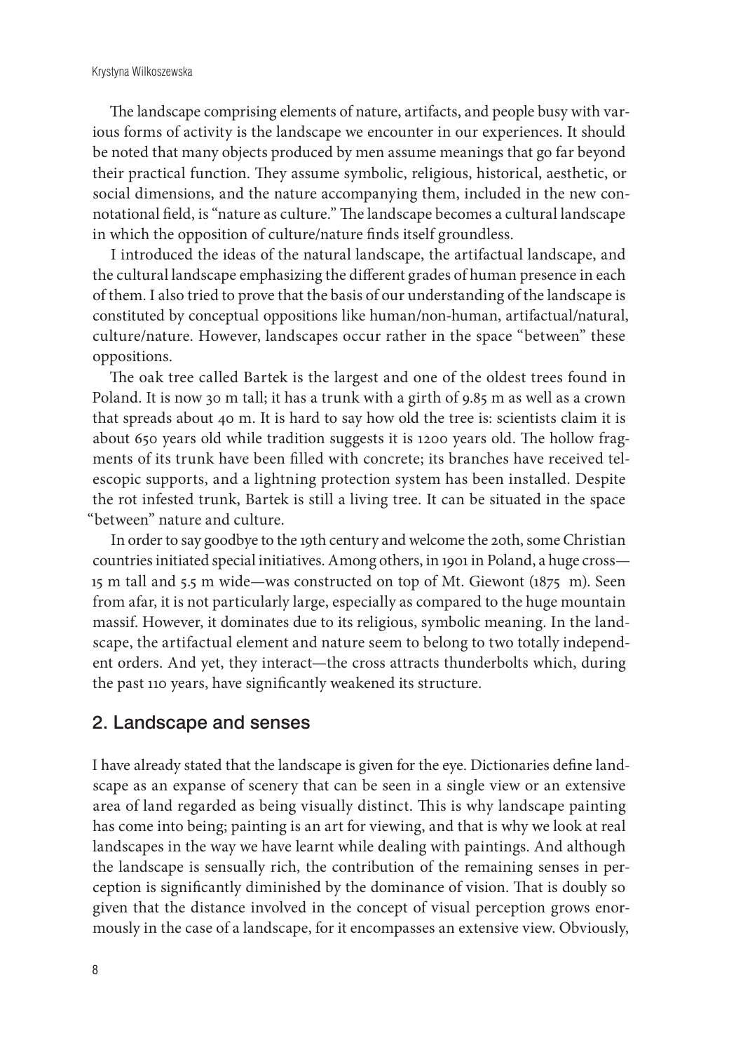The landscape comprising elements of nature, artifacts, and people busy with various forms of activity is the landscape we encounter in our experiences. It should be noted that many objects produced by men assume meanings that go far beyond their practical function. They assume symbolic, religious, historical, aesthetic, or social dimensions, and the nature accompanying them, included in the new connotational field, is "nature as culture." The landscape becomes a cultural landscape in which the opposition of culture/nature finds itself groundless.

I introduced the ideas of the natural landscape, the artifactual landscape, and the cultural landscape emphasizing the different grades of human presence in each of them. I also tried to prove that the basis of our understanding of the landscape is constituted by conceptual oppositions like human/non-human, artifactual/natural, culture/nature. However, landscapes occur rather in the space "between" these oppositions.

The oak tree called Bartek is the largest and one of the oldest trees found in Poland. It is now 30 m tall; it has a trunk with a girth of 9.85 m as well as a crown that spreads about 40 m. It is hard to say how old the tree is: scientists claim it is about 650 years old while tradition suggests it is 1200 years old. The hollow fragments of its trunk have been filled with concrete; its branches have received telescopic supports, and a lightning protection system has been installed. Despite the rot infested trunk, Bartek is still a living tree. It can be situated in the space "between" nature and culture.

In order to say goodbye to the 19th century and welcome the 20th, some Christian countries initiated special initiatives. Among others, in 1901 in Poland, a huge cross—15 m tall and 5.5 m wide—was constructed on top of Mt. Giewont (1875 m). Seen from afar, it is not particularly large, especially as compared to the huge mountain massif. However, it dominates due to its religious, symbolic meaning. In the landscape, the artifactual element and nature seem to belong to two totally independent orders. And yet, they interact—the cross attracts thunderbolts which, during the past 110 years, have significantly weakened its structure.

## 2. Landscape and senses

I have already stated that the landscape is given for the eye. Dictionaries define landscape as an expanse of scenery that can be seen in a single view or an extensive area of land regarded as being visually distinct. This is why landscape painting has come into being; painting is an art for viewing, and that is why we look at real landscapes in the way we have learnt while dealing with paintings. And although the landscape is sensually rich, the contribution of the remaining senses in perception is significantly diminished by the dominance of vision. That is doubly so given that the distance involved in the concept of visual perception grows enormously in the case of a landscape, for it encompasses an extensive view. Obviously,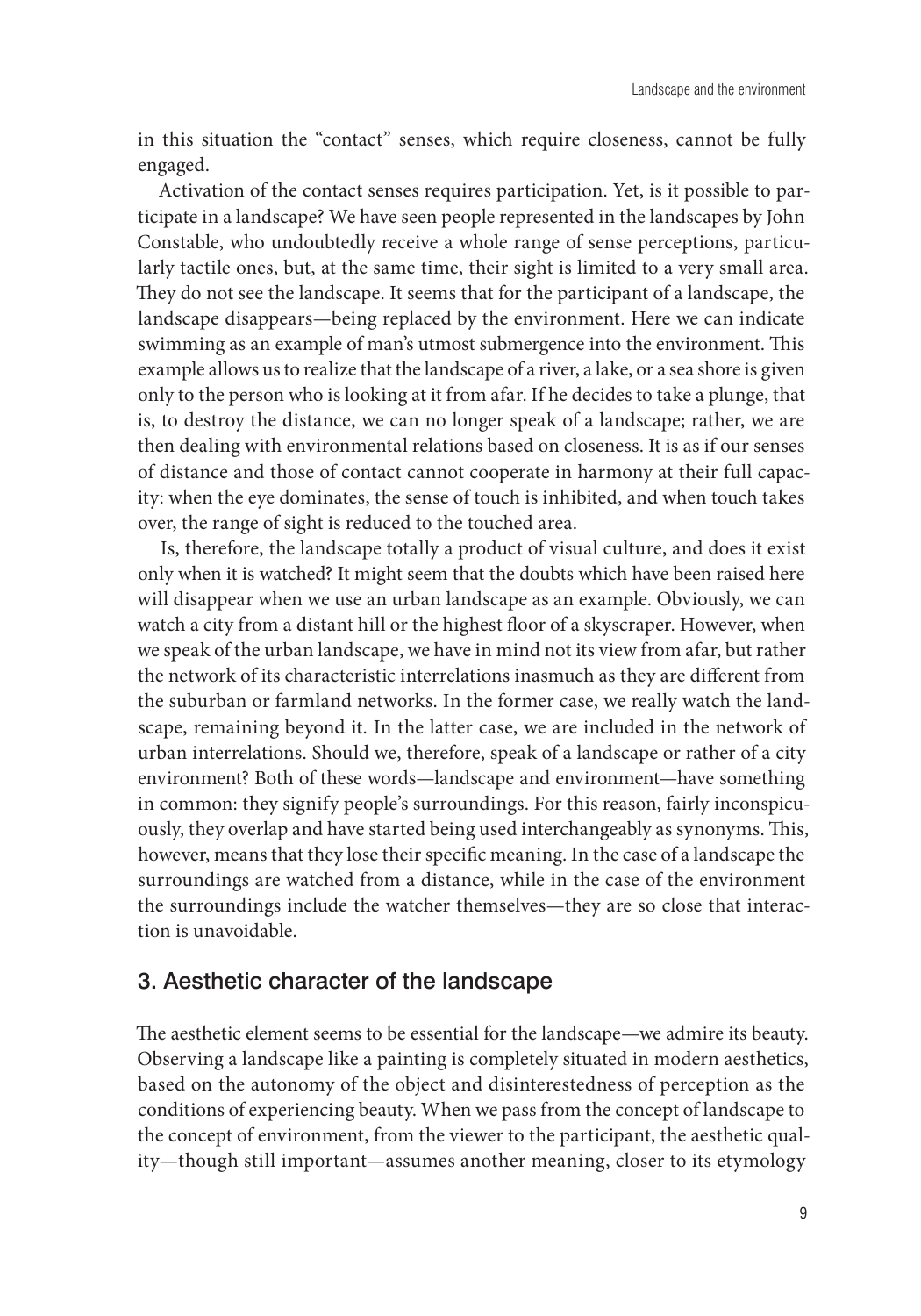in this situation the "contact" senses, which require closeness, cannot be fully engaged.

Activation of the contact senses requires participation. Yet, is it possible to participate in a landscape? We have seen people represented in the landscapes by John Constable, who undoubtedly receive a whole range of sense perceptions, particularly tactile ones, but, at the same time, their sight is limited to a very small area. They do not see the landscape. It seems that for the participant of a landscape, the landscape disappears—being replaced by the environment. Here we can indicate swimming as an example of man's utmost submergence into the environment. This example allows us to realize that the landscape of a river, a lake, or a sea shore is given only to the person who is looking at it from afar. If he decides to take a plunge, that is, to destroy the distance, we can no longer speak of a landscape; rather, we are then dealing with environmental relations based on closeness. It is as if our senses of distance and those of contact cannot cooperate in harmony at their full capacity: when the eye dominates, the sense of touch is inhibited, and when touch takes over, the range of sight is reduced to the touched area.

Is, therefore, the landscape totally a product of visual culture, and does it exist only when it is watched? It might seem that the doubts which have been raised here will disappear when we use an urban landscape as an example. Obviously, we can watch a city from a distant hill or the highest floor of a skyscraper. However, when we speak of the urban landscape, we have in mind not its view from afar, but rather the network of its characteristic interrelations inasmuch as they are different from the suburban or farmland networks. In the former case, we really watch the landscape, remaining beyond it. In the latter case, we are included in the network of urban interrelations. Should we, therefore, speak of a landscape or rather of a city environment? Both of these words—landscape and environment—have something in common: they signify people's surroundings. For this reason, fairly inconspicuously, they overlap and have started being used interchangeably as synonyms. This, however, means that they lose their specific meaning. In the case of a landscape the surroundings are watched from a distance, while in the case of the environment the surroundings include the watcher themselves—they are so close that interaction is unavoidable.

## 3. Aesthetic character of the landscape

The aesthetic element seems to be essential for the landscape—we admire its beauty. Observing a landscape like a painting is completely situated in modern aesthetics, based on the autonomy of the object and disinterestedness of perception as the conditions of experiencing beauty. When we pass from the concept of landscape to the concept of environment, from the viewer to the participant, the aesthetic quality—though still important—assumes another meaning, closer to its etymology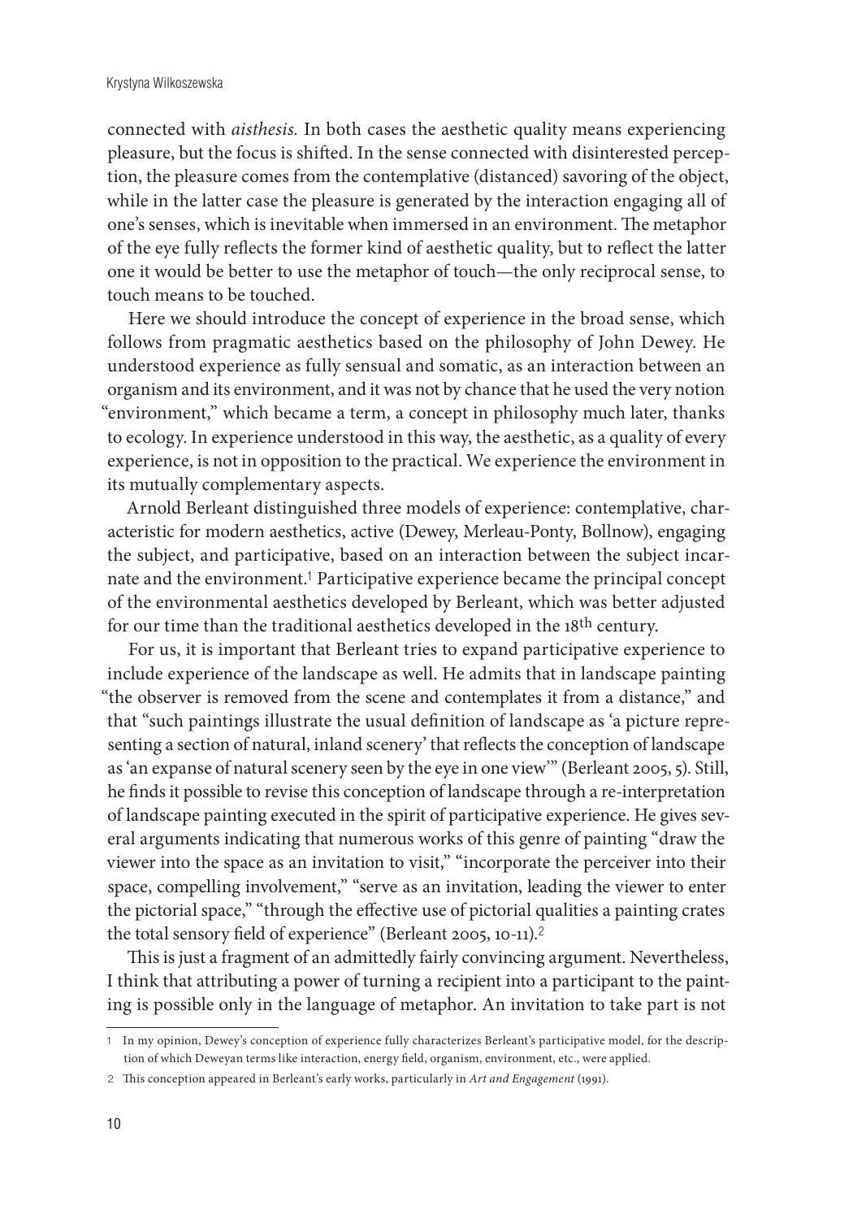connected with *aisthesis*. In both cases the aesthetic quality means experiencing pleasure, but the focus is shifted. In the sense connected with disinterested perception, the pleasure comes from the contemplative (distanced) savoring of the object, while in the latter case the pleasure is generated by the interaction engaging all of one's senses, which is inevitable when immersed in an environment. The metaphor of the eye fully reflects the former kind of aesthetic quality, but to reflect the latter one it would be better to use the metaphor of touch—the only reciprocal sense, to touch means to be touched.

Here we should introduce the concept of experience in the broad sense, which follows from pragmatic aesthetics based on the philosophy of John Dewey. He understood experience as fully sensual and somatic, as an interaction between an organism and its environment, and it was not by chance that he used the very notion "environment," which became a term, a concept in philosophy much later, thanks to ecology. In experience understood in this way, the aesthetic, as a quality of every experience, is not in opposition to the practical. We experience the environment in its mutually complementary aspects.

Arnold Berleant distinguished three models of experience: contemplative, characteristic for modern aesthetics, active (Dewey, Merleau-Ponty, Bollnow), engaging the subject, and participative, based on an interaction between the subject incarnate and the environment.[1] Participative experience became the principal concept of the environmental aesthetics developed by Berleant, which was better adjusted for our time than the traditional aesthetics developed in the 18th century.

For us, it is important that Berleant tries to expand participative experience to include experience of the landscape as well. He admits that in landscape painting "the observer is removed from the scene and contemplates it from a distance," and that "such paintings illustrate the usual definition of landscape as 'a picture representing a section of natural, inland scenery' that reflects the conception of landscape as 'an expanse of natural scenery seen by the eye in one view'" (Berleant 2005, 5). Still, he finds it possible to revise this conception of landscape through a re-interpretation of landscape painting executed in the spirit of participative experience. He gives several arguments indicating that numerous works of this genre of painting "draw the viewer into the space as an invitation to visit," "incorporate the perceiver into their space, compelling involvement," "serve as an invitation, leading the viewer to enter the pictorial space," "through the effective use of pictorial qualities a painting crates the total sensory field of experience" (Berleant 2005, 10-11).[2]

This is just a fragment of an admittedly fairly convincing argument. Nevertheless, I think that attributing a power of turning a recipient into a participant to the painting is possible only in the language of metaphor. An invitation to take part is not

---

1 In my opinion, Dewey's conception of experience fully characterizes Berleant's participative model, for the description of which Deweyan terms like interaction, energy field, organism, environment, etc., were applied.

2 This conception appeared in Berleant's early works, particularly in *Art and Engagement* (1991).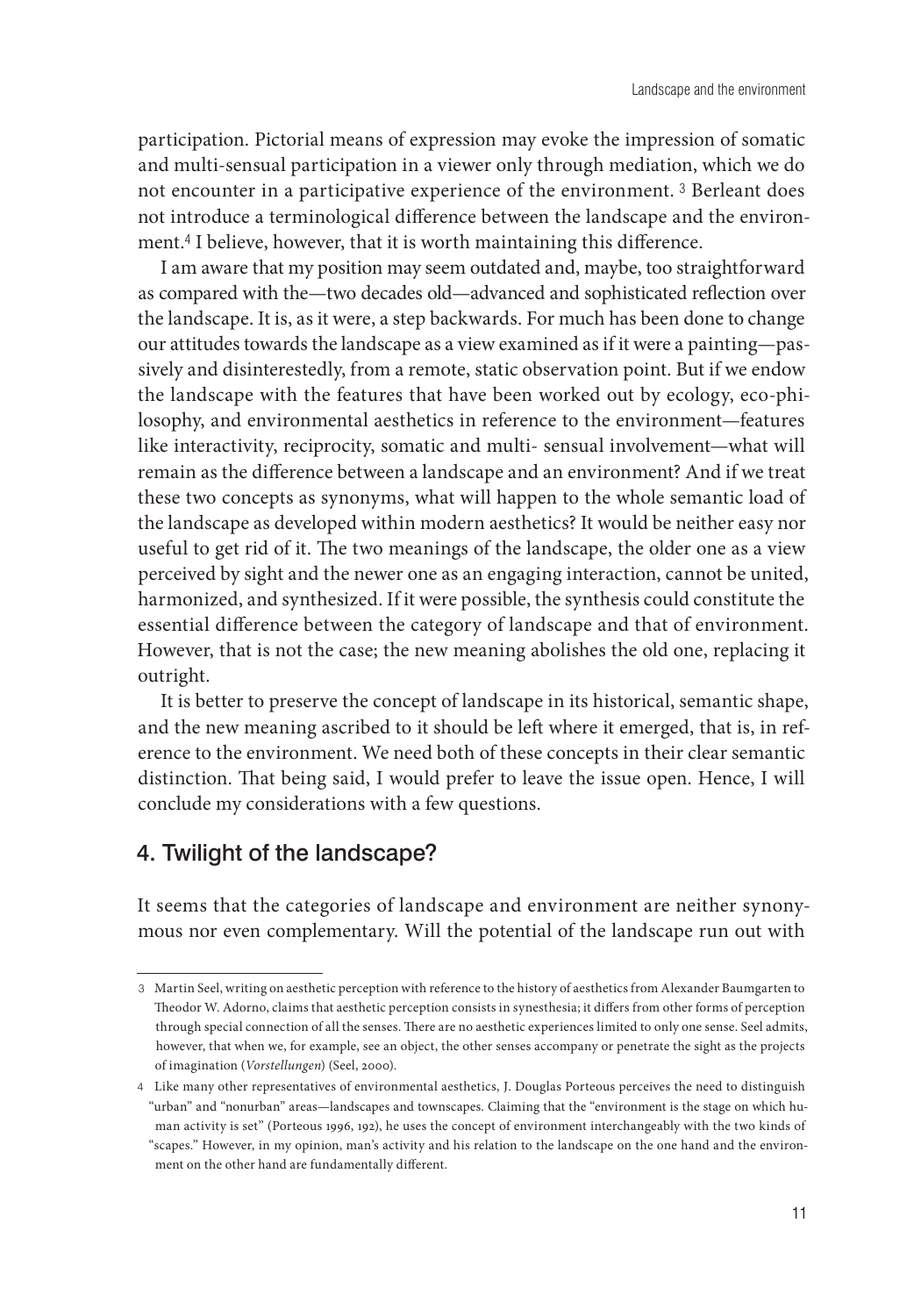participation. Pictorial means of expression may evoke the impression of somatic and multi-sensual participation in a viewer only through mediation, which we do not encounter in a participative experience of the environment. [3] Berleant does not introduce a terminological difference between the landscape and the environment.[4] I believe, however, that it is worth maintaining this difference.

I am aware that my position may seem outdated and, maybe, too straightforward as compared with the—two decades old—advanced and sophisticated reflection over the landscape. It is, as it were, a step backwards. For much has been done to change our attitudes towards the landscape as a view examined as if it were a painting—passively and disinterestedly, from a remote, static observation point. But if we endow the landscape with the features that have been worked out by ecology, eco-philosophy, and environmental aesthetics in reference to the environment—features like interactivity, reciprocity, somatic and multi- sensual involvement—what will remain as the difference between a landscape and an environment? And if we treat these two concepts as synonyms, what will happen to the whole semantic load of the landscape as developed within modern aesthetics? It would be neither easy nor useful to get rid of it. The two meanings of the landscape, the older one as a view perceived by sight and the newer one as an engaging interaction, cannot be united, harmonized, and synthesized. If it were possible, the synthesis could constitute the essential difference between the category of landscape and that of environment. However, that is not the case; the new meaning abolishes the old one, replacing it outright.

It is better to preserve the concept of landscape in its historical, semantic shape, and the new meaning ascribed to it should be left where it emerged, that is, in reference to the environment. We need both of these concepts in their clear semantic distinction. That being said, I would prefer to leave the issue open. Hence, I will conclude my considerations with a few questions.

## 4. Twilight of the landscape?

It seems that the categories of landscape and environment are neither synonymous nor even complementary. Will the potential of the landscape run out with

---

3 Martin Seel, writing on aesthetic perception with reference to the history of aesthetics from Alexander Baumgarten to Theodor W. Adorno, claims that aesthetic perception consists in synesthesia; it differs from other forms of perception through special connection of all the senses. There are no aesthetic experiences limited to only one sense. Seel admits, however, that when we, for example, see an object, the other senses accompany or penetrate the sight as the projects of imagination (*Vorstellungen*) (Seel, 2000).

4 Like many other representatives of environmental aesthetics, J. Douglas Porteous perceives the need to distinguish "urban" and "nonurban" areas—landscapes and townscapes. Claiming that the "environment is the stage on which human activity is set" (Porteous 1996, 192), he uses the concept of environment interchangeably with the two kinds of "scapes." However, in my opinion, man's activity and his relation to the landscape on the one hand and the environment on the other hand are fundamentally different.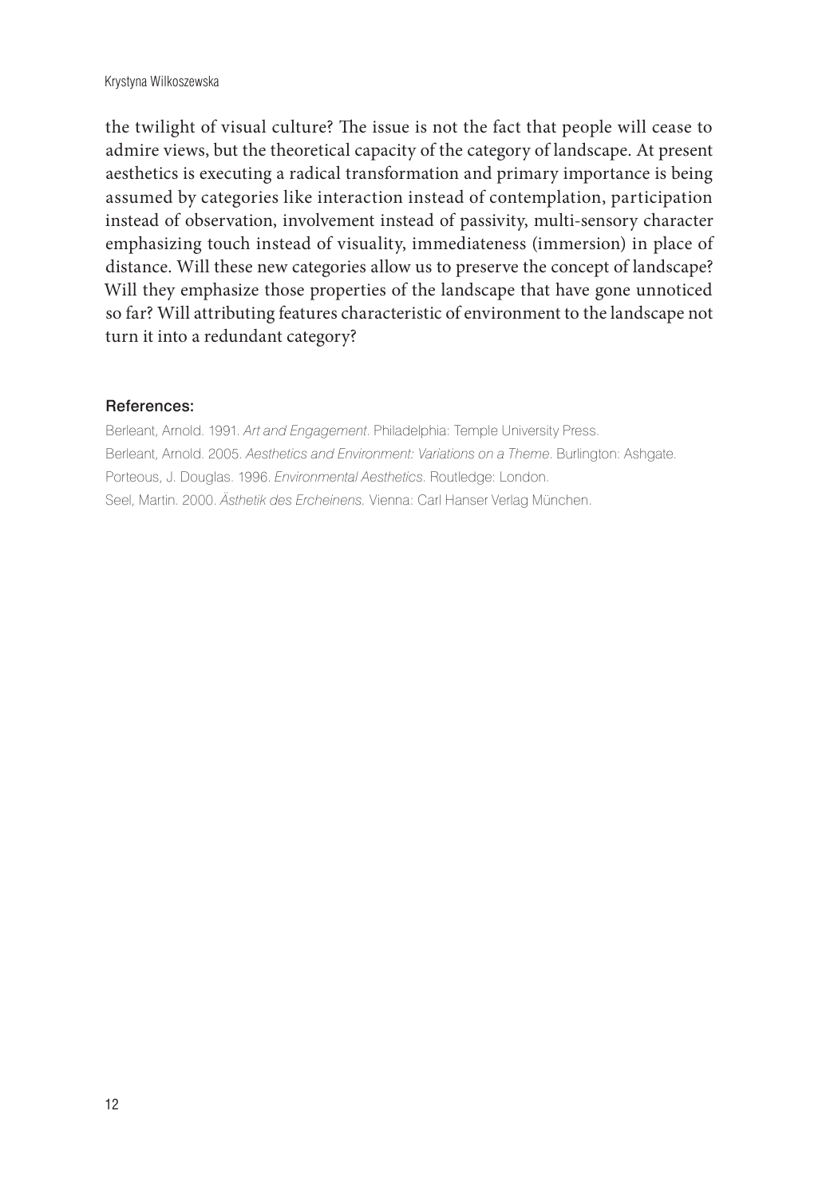the twilight of visual culture? The issue is not the fact that people will cease to admire views, but the theoretical capacity of the category of landscape. At present aesthetics is executing a radical transformation and primary importance is being assumed by categories like interaction instead of contemplation, participation instead of observation, involvement instead of passivity, multi-sensory character emphasizing touch instead of visuality, immediateness (immersion) in place of distance. Will these new categories allow us to preserve the concept of landscape? Will they emphasize those properties of the landscape that have gone unnoticed so far? Will attributing features characteristic of environment to the landscape not turn it into a redundant category?

### References:

Berleant, Arnold. 1991. *Art and Engagement*. Philadelphia: Temple University Press.

Berleant, Arnold. 2005. *Aesthetics and Environment: Variations on a Theme*. Burlington: Ashgate.

Porteous, J. Douglas. 1996. *Environmental Aesthetics*. Routledge: London.

Seel, Martin. 2000. *Ästhetik des Ercheinens.* Vienna: Carl Hanser Verlag München.